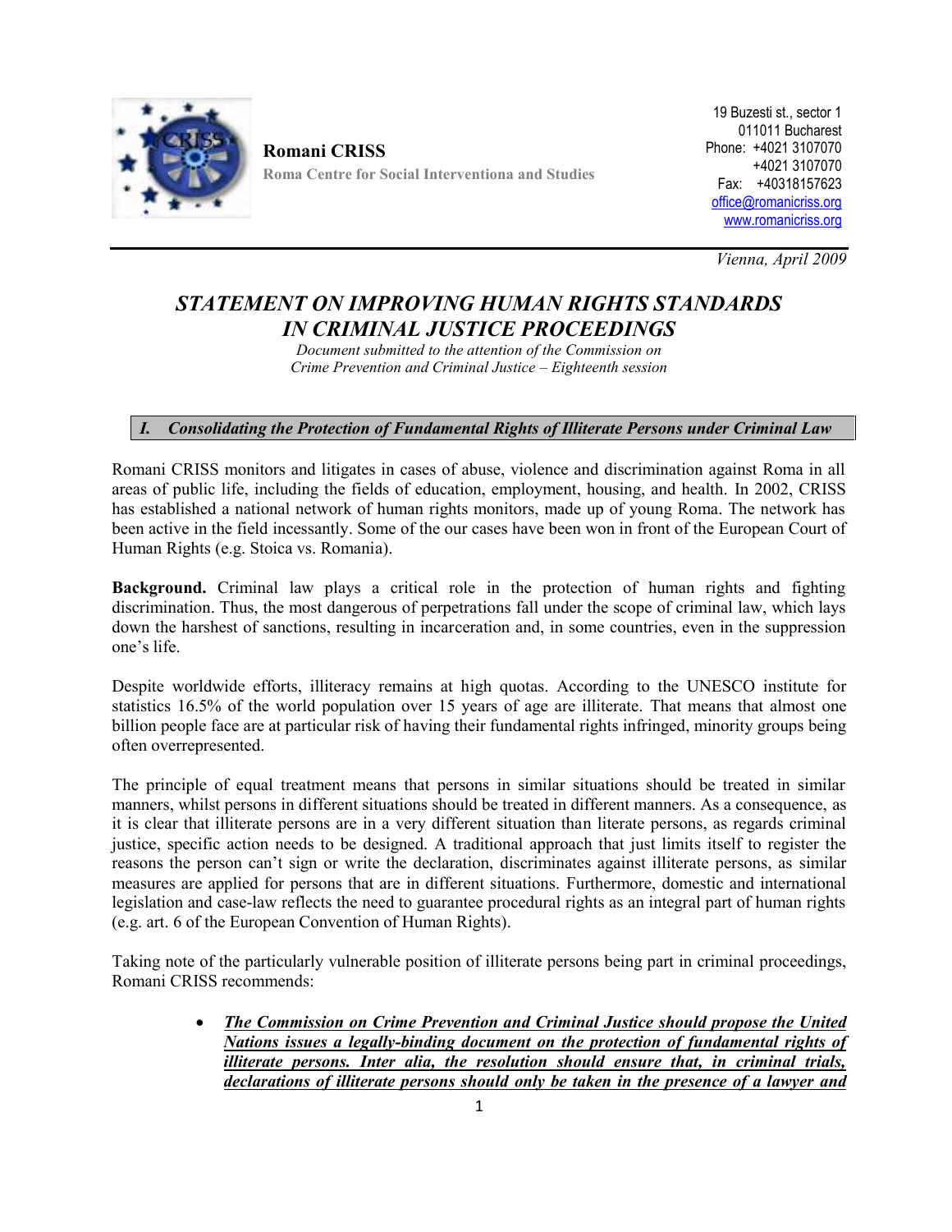**Romani CRISS**
Roma Centre for Social Interventiona and Studies

19 Buzesti st., sector 1
011011 Bucharest
Phone: +4021 3107070
+4021 3107070
Fax: +40318157623
office@romanicriss.org
www.romanicriss.org

*Vienna, April 2009*

# *STATEMENT ON IMPROVING HUMAN RIGHTS STANDARDS IN CRIMINAL JUSTICE PROCEEDINGS*

*Document submitted to the attention of the Commission on Crime Prevention and Criminal Justice – Eighteenth session*

## *I. Consolidating the Protection of Fundamental Rights of Illiterate Persons under Criminal Law*

Romani CRISS monitors and litigates in cases of abuse, violence and discrimination against Roma in all areas of public life, including the fields of education, employment, housing, and health. In 2002, CRISS has established a national network of human rights monitors, made up of young Roma. The network has been active in the field incessantly. Some of the our cases have been won in front of the European Court of Human Rights (e.g. Stoica vs. Romania).

**Background.** Criminal law plays a critical role in the protection of human rights and fighting discrimination. Thus, the most dangerous of perpetrations fall under the scope of criminal law, which lays down the harshest of sanctions, resulting in incarceration and, in some countries, even in the suppression one's life.

Despite worldwide efforts, illiteracy remains at high quotas. According to the UNESCO institute for statistics 16.5% of the world population over 15 years of age are illiterate. That means that almost one billion people face are at particular risk of having their fundamental rights infringed, minority groups being often overrepresented.

The principle of equal treatment means that persons in similar situations should be treated in similar manners, whilst persons in different situations should be treated in different manners. As a consequence, as it is clear that illiterate persons are in a very different situation than literate persons, as regards criminal justice, specific action needs to be designed. A traditional approach that just limits itself to register the reasons the person can't sign or write the declaration, discriminates against illiterate persons, as similar measures are applied for persons that are in different situations. Furthermore, domestic and international legislation and case-law reflects the need to guarantee procedural rights as an integral part of human rights (e.g. art. 6 of the European Convention of Human Rights).

Taking note of the particularly vulnerable position of illiterate persons being part in criminal proceedings, Romani CRISS recommends:

- ***The Commission on Crime Prevention and Criminal Justice should propose the United Nations issues a legally-binding document on the protection of fundamental rights of illiterate persons. Inter alia, the resolution should ensure that, in criminal trials, declarations of illiterate persons should only be taken in the presence of a lawyer and***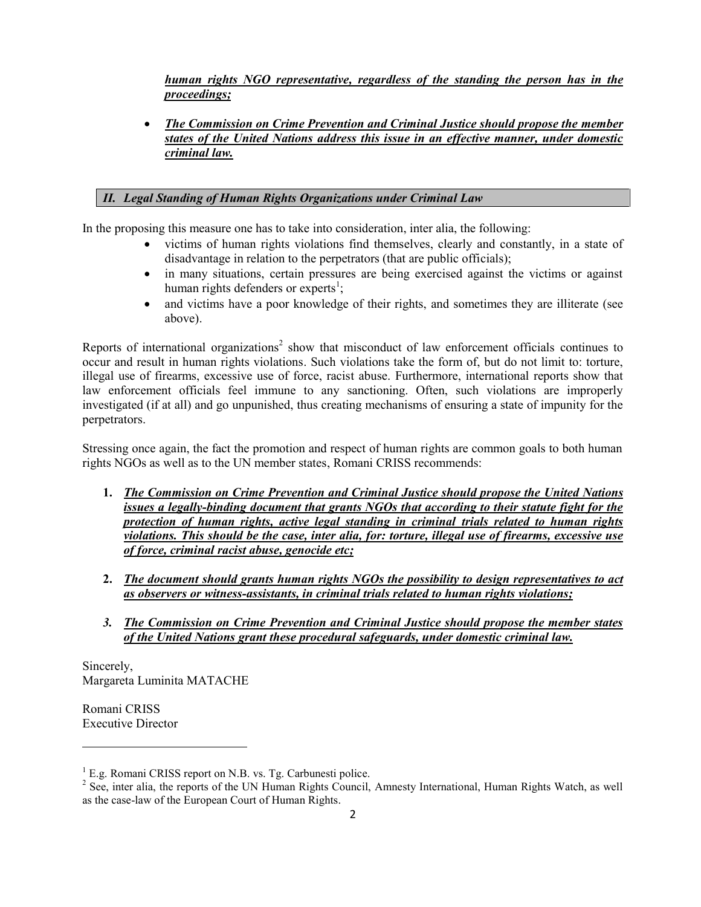***<u>human rights NGO representative, regardless of the standing the person has in the proceedings;</u>***

- ***<u>The Commission on Crime Prevention and Criminal Justice should propose the member states of the United Nations address this issue in an effective manner, under domestic criminal law.</u>***

## *II. Legal Standing of Human Rights Organizations under Criminal Law*

In the proposing this measure one has to take into consideration, inter alia, the following:

- victims of human rights violations find themselves, clearly and constantly, in a state of disadvantage in relation to the perpetrators (that are public officials);
- in many situations, certain pressures are being exercised against the victims or against human rights defenders or experts[1];
- and victims have a poor knowledge of their rights, and sometimes they are illiterate (see above).

Reports of international organizations[2] show that misconduct of law enforcement officials continues to occur and result in human rights violations. Such violations take the form of, but do not limit to: torture, illegal use of firearms, excessive use of force, racist abuse. Furthermore, international reports show that law enforcement officials feel immune to any sanctioning. Often, such violations are improperly investigated (if at all) and go unpunished, thus creating mechanisms of ensuring a state of impunity for the perpetrators.

Stressing once again, the fact the promotion and respect of human rights are common goals to both human rights NGOs as well as to the UN member states, Romani CRISS recommends:

1. ***<u>The Commission on Crime Prevention and Criminal Justice should propose the United Nations issues a legally-binding document that grants NGOs that according to their statute fight for the protection of human rights, active legal standing in criminal trials related to human rights violations. This should be the case, inter alia, for: torture, illegal use of firearms, excessive use of force, criminal racist abuse, genocide etc;</u>***

2. ***<u>The document should grants human rights NGOs the possibility to design representatives to act as observers or witness-assistants, in criminal trials related to human rights violations;</u>***

3. ***<u>The Commission on Crime Prevention and Criminal Justice should propose the member states of the United Nations grant these procedural safeguards, under domestic criminal law.</u>***

Sincerely,
Margareta Luminita MATACHE

Romani CRISS
Executive Director

---

[1] E.g. Romani CRISS report on N.B. vs. Tg. Carbunesti police.

[2] See, inter alia, the reports of the UN Human Rights Council, Amnesty International, Human Rights Watch, as well as the case-law of the European Court of Human Rights.